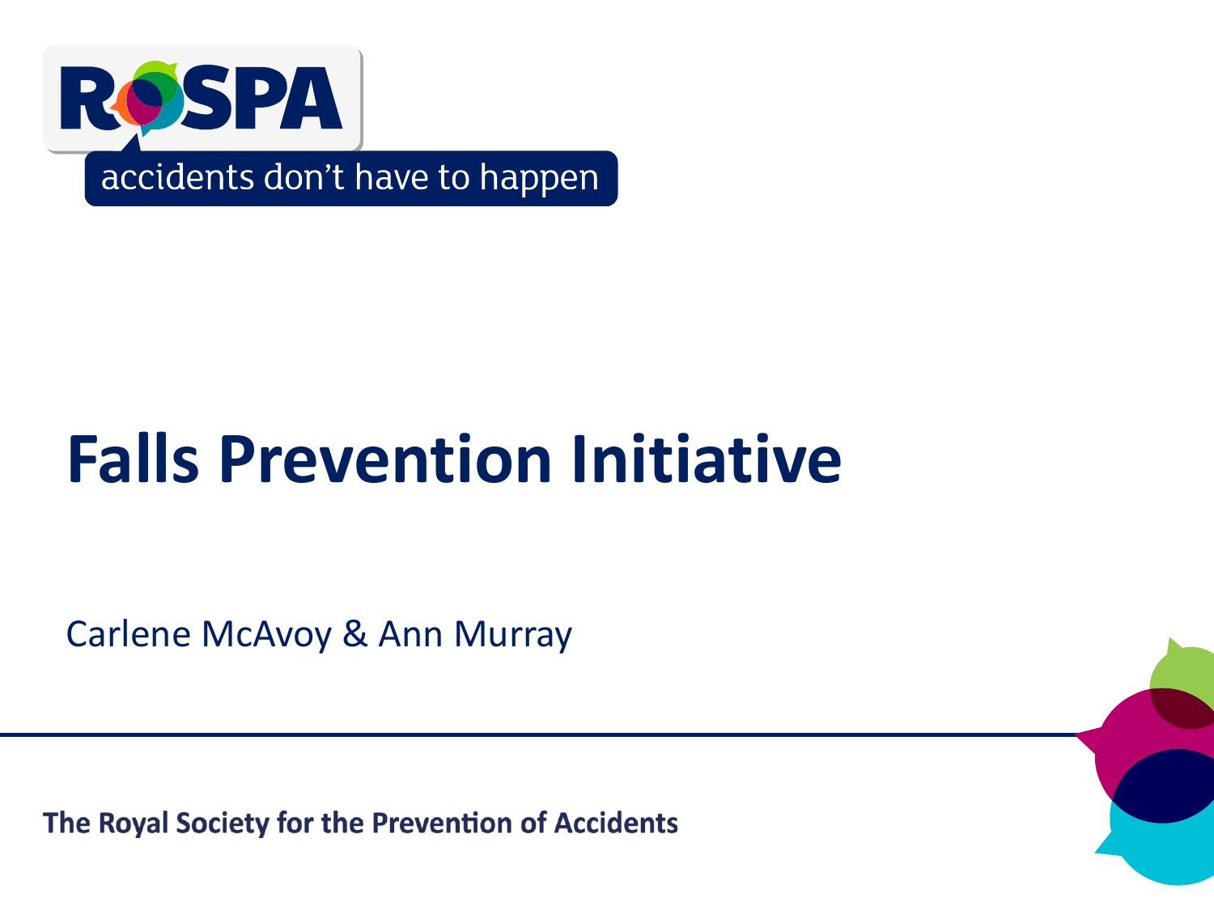RoSPA

accidents don't have to happen

# Falls Prevention Initiative

Carlene McAvoy & Ann Murray

**The Royal Society for the Prevention of Accidents**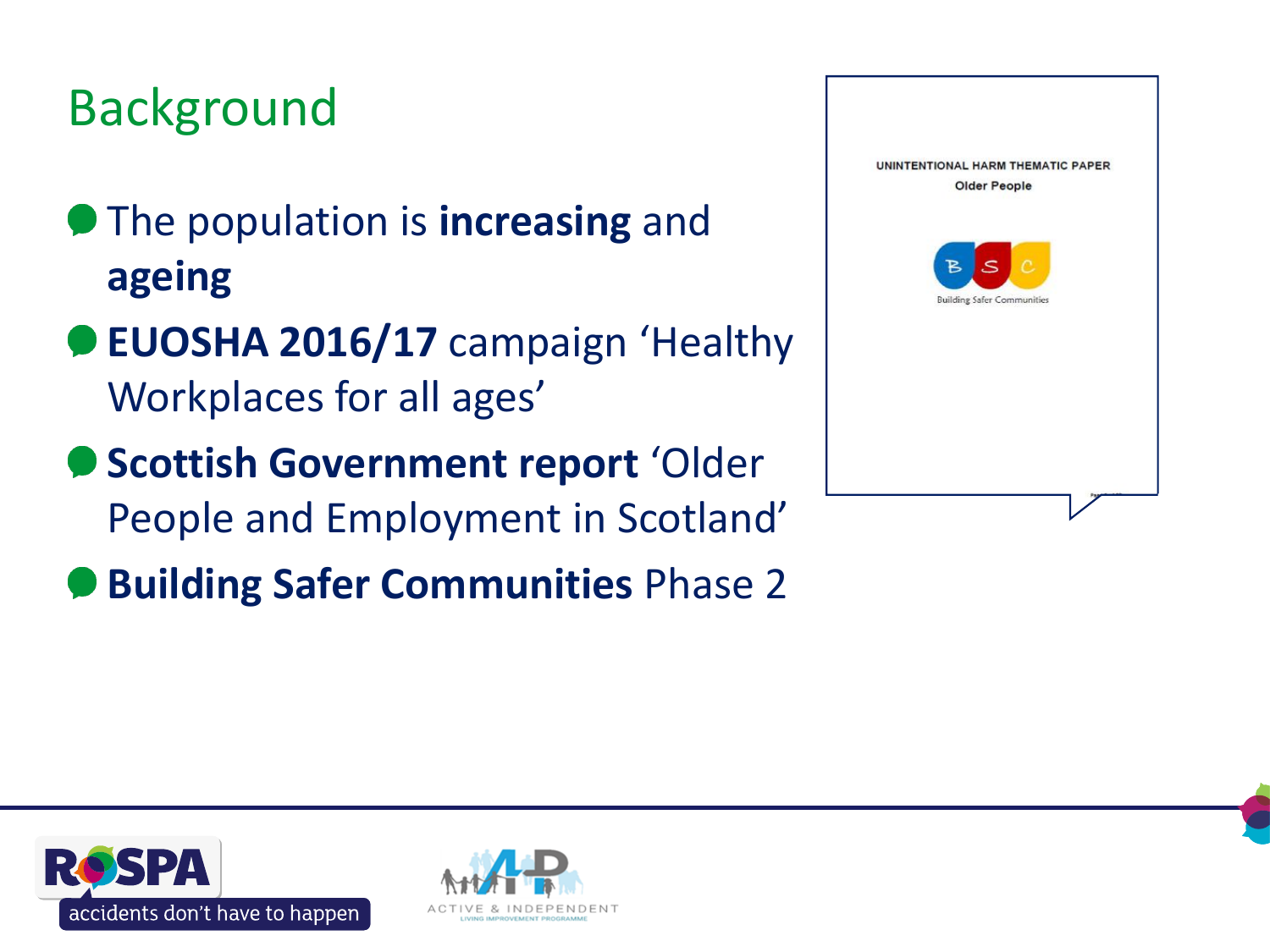# Background

- The population is **increasing** and **ageing**
- **EUOSHA 2016/17** campaign 'Healthy Workplaces for all ages'
- **Scottish Government report** 'Older People and Employment in Scotland'
- **Building Safer Communities** Phase 2

UNINTENTIONAL HARM THEMATIC PAPER

Older People

Building Safer Communities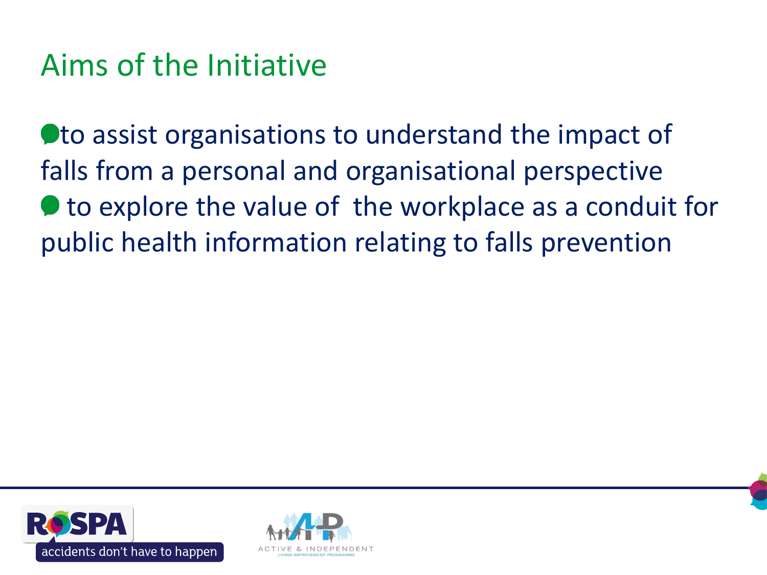# Aims of the Initiative

- to assist organisations to understand the impact of falls from a personal and organisational perspective
- to explore the value of the workplace as a conduit for public health information relating to falls prevention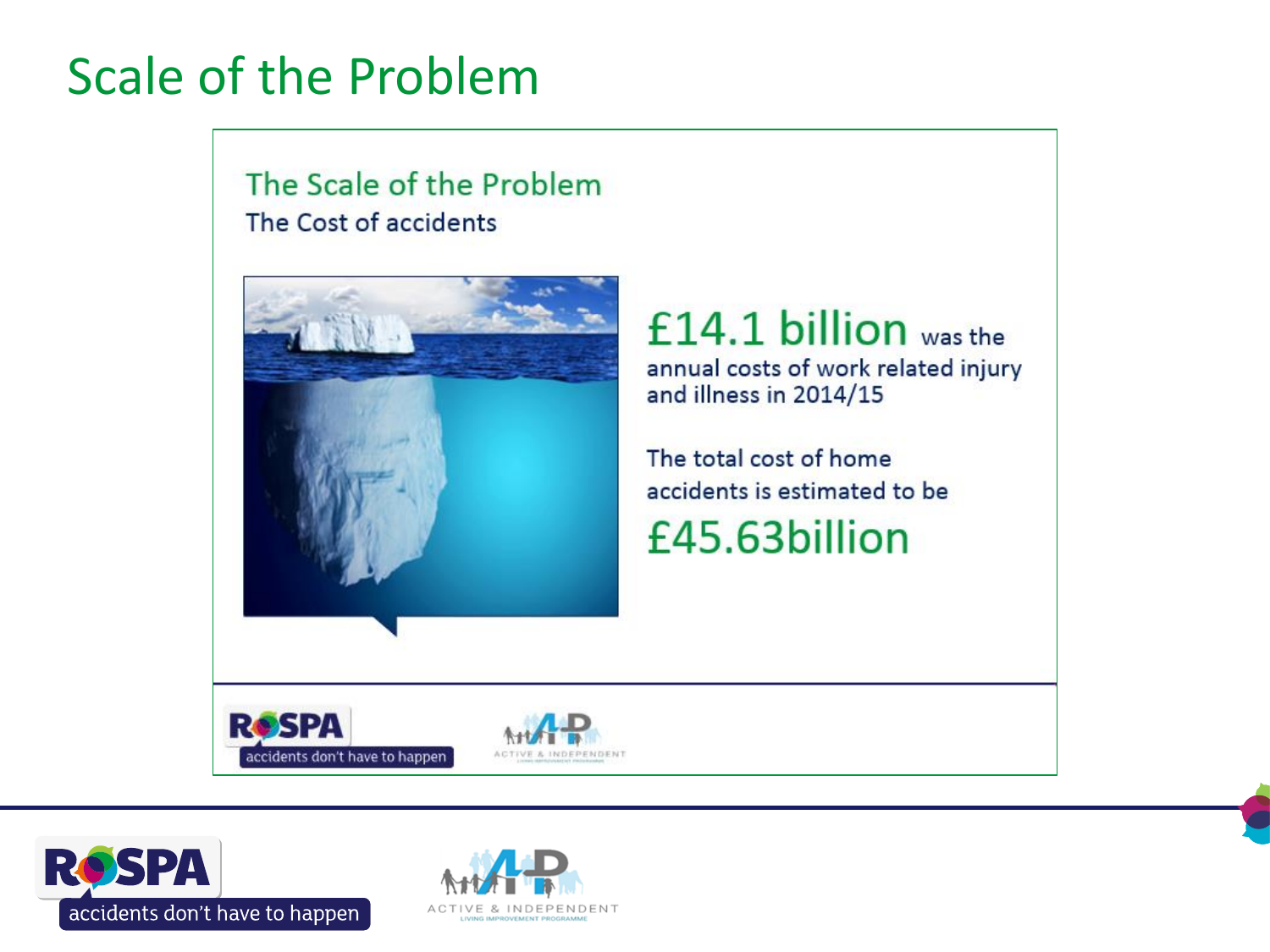# Scale of the Problem

## The Scale of the Problem

The Cost of accidents

**£14.1 billion** was the annual costs of work related injury and illness in 2014/15

The total cost of home accidents is estimated to be

**£45.63billion**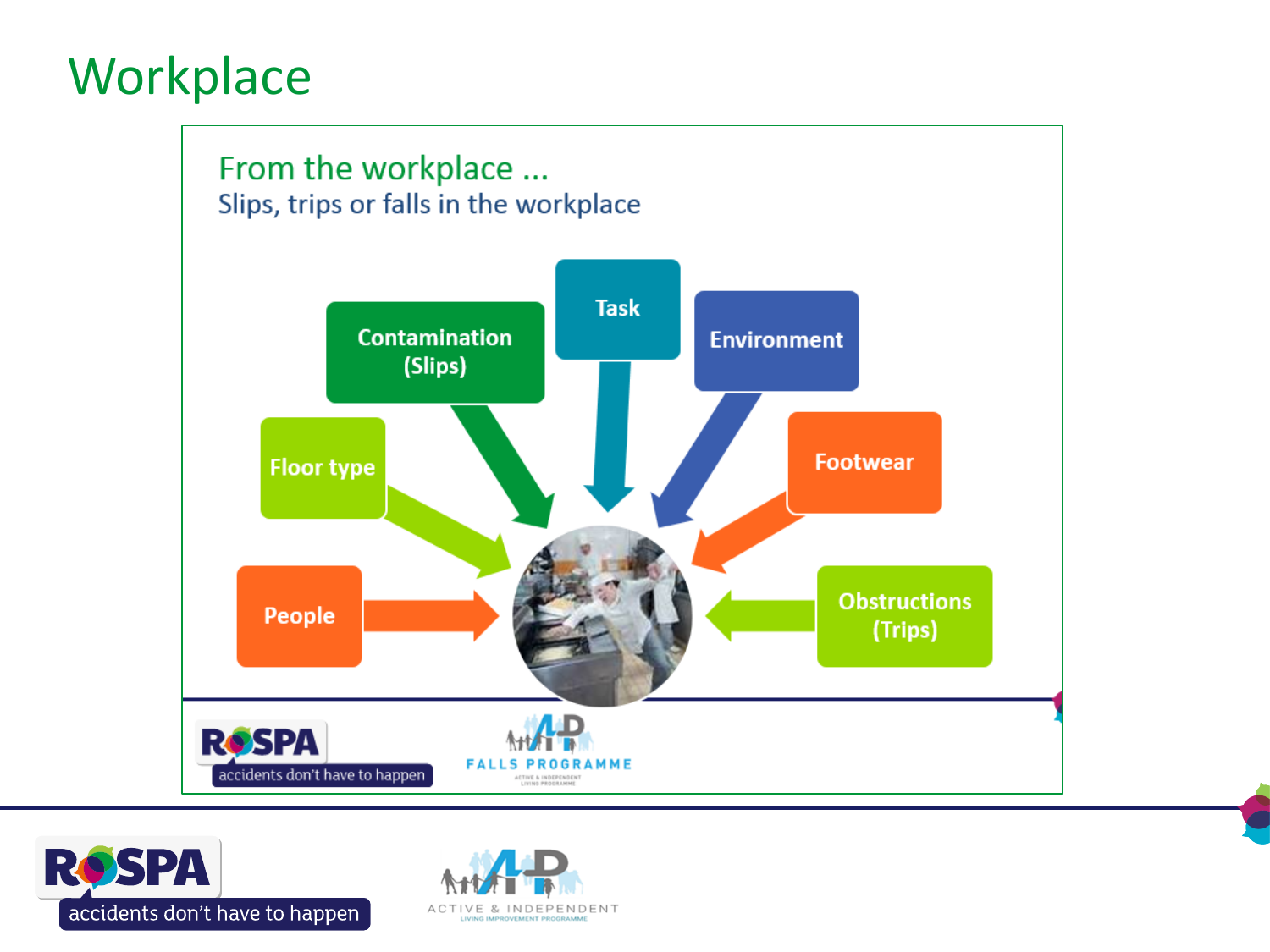# Workplace

## From the workplace ...

Slips, trips or falls in the workplace

- Floor type
- Contamination (Slips)
- Task
- Environment
- Footwear
- People
- Obstructions (Trips)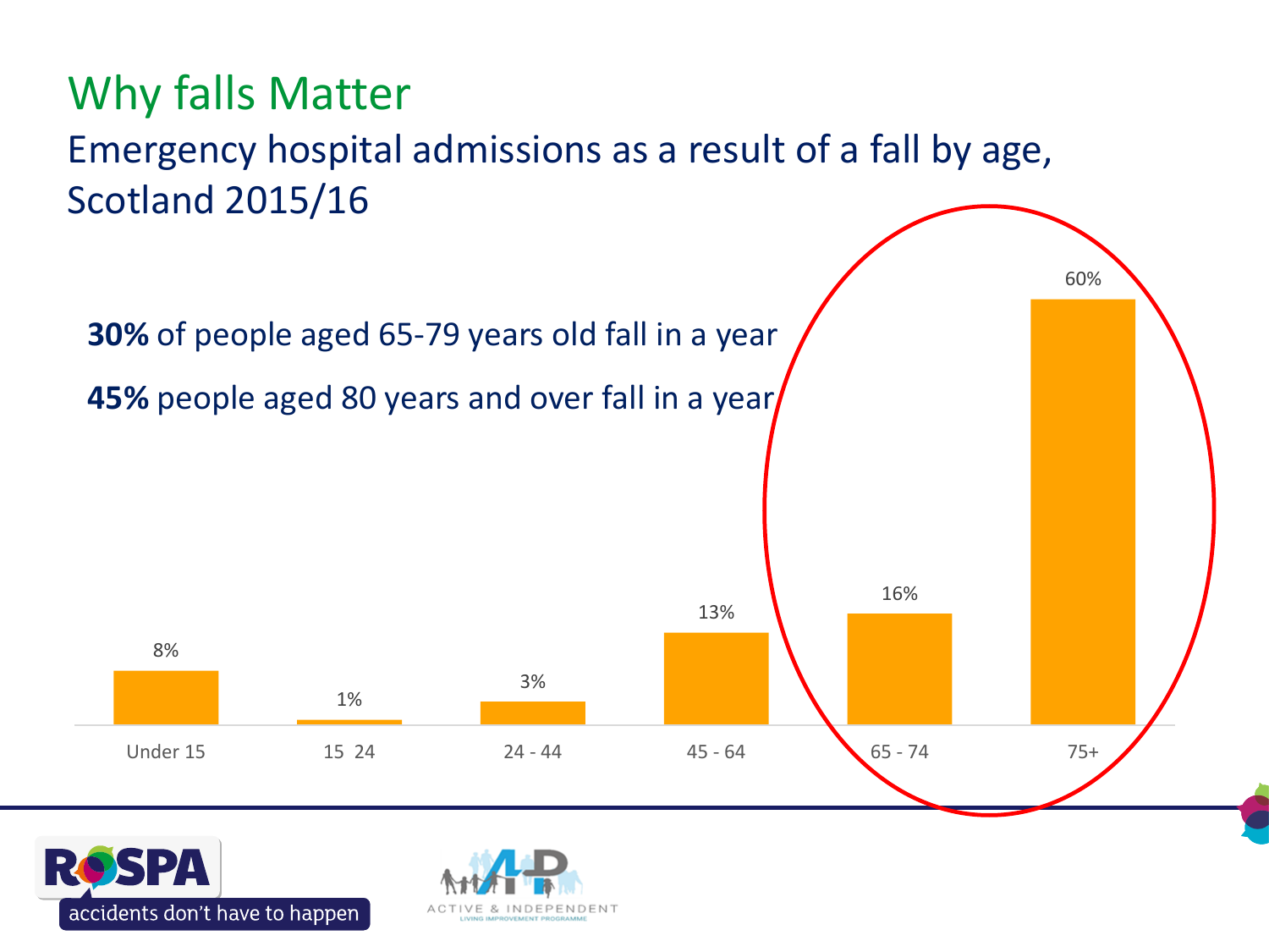# Why falls Matter

## Emergency hospital admissions as a result of a fall by age, Scotland 2015/16

**30%** of people aged 65-79 years old fall in a year

**45%** people aged 80 years and over fall in a year

| Age group | Percentage |
| --- | --- |
| Under 15 | 8% |
| 15 24 | 1% |
| 24 - 44 | 3% |
| 45 - 64 | 13% |
| 65 - 74 | 16% |
| 75+ | 60% |

RoSPA accidents don't have to happen

ACTIVE & INDEPENDENT LIVING IMPROVEMENT PROGRAMME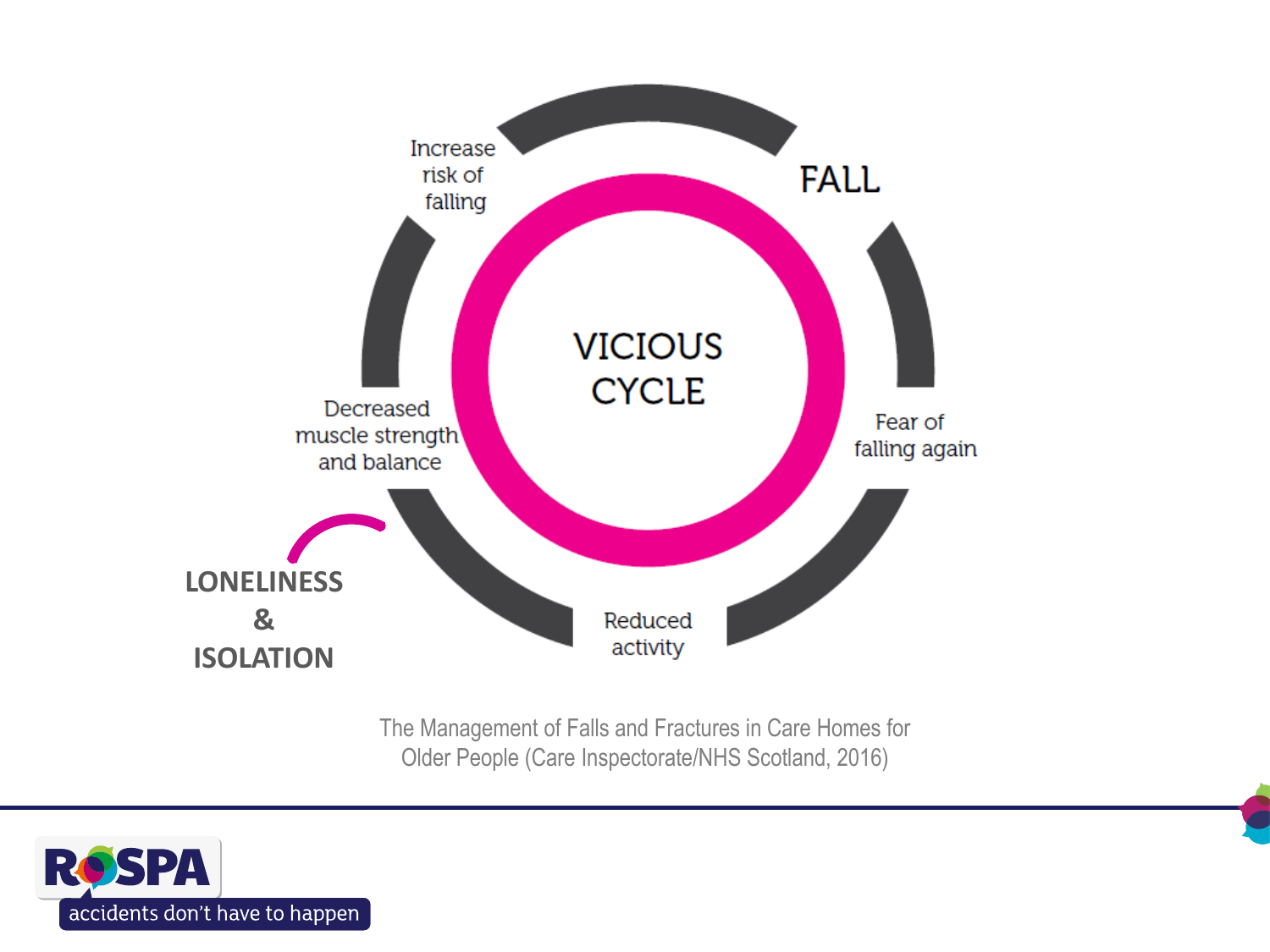VICIOUS CYCLE

FALL

Fear of falling again

Reduced activity

Decreased muscle strength and balance

Increase risk of falling

LONELINESS & ISOLATION

The Management of Falls and Fractures in Care Homes for Older People (Care Inspectorate/NHS Scotland, 2016)

ROSPA accidents don't have to happen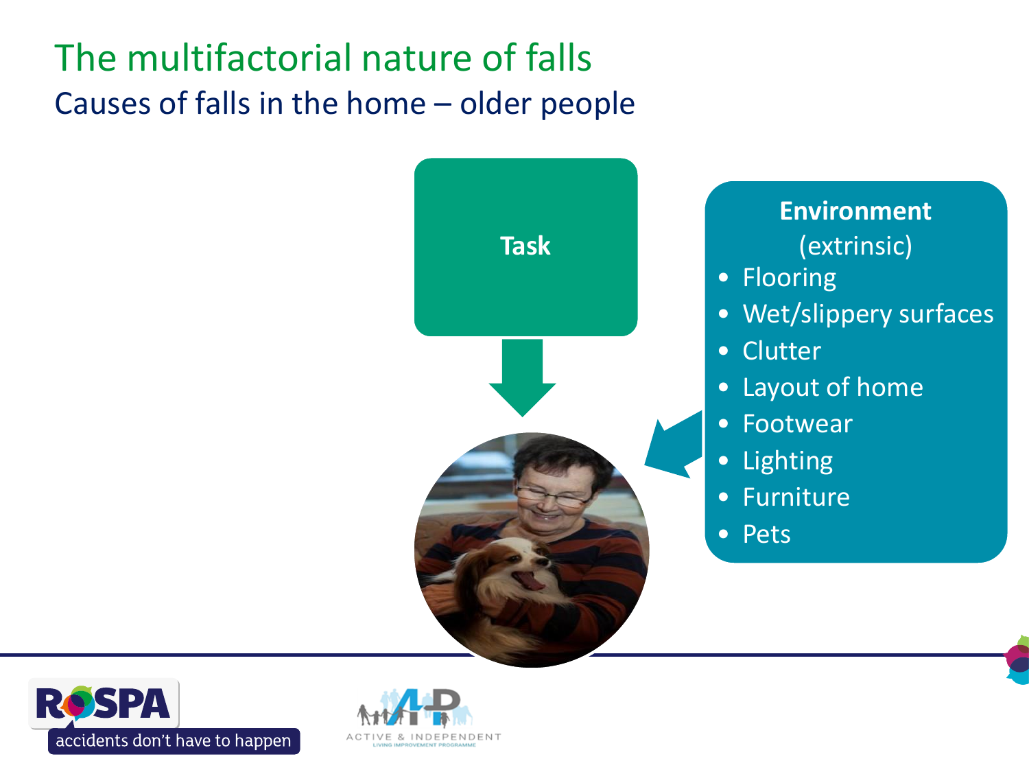# The multifactorial nature of falls

## Causes of falls in the home – older people

**Task**

**Environment** (extrinsic)

- Flooring
- Wet/slippery surfaces
- Clutter
- Layout of home
- Footwear
- Lighting
- Furniture
- Pets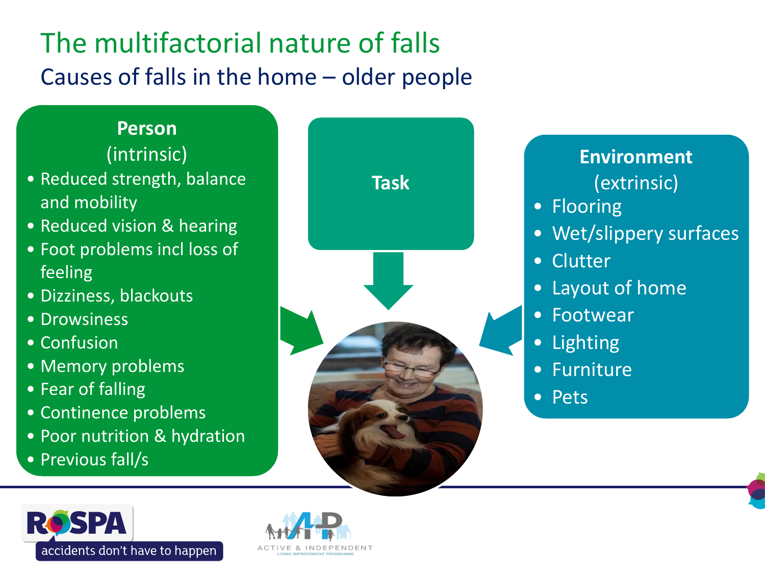# The multifactorial nature of falls

## Causes of falls in the home – older people

### Person (intrinsic)

- Reduced strength, balance and mobility
- Reduced vision & hearing
- Foot problems incl loss of feeling
- Dizziness, blackouts
- Drowsiness
- Confusion
- Memory problems
- Fear of falling
- Continence problems
- Poor nutrition & hydration
- Previous fall/s

### Task

### Environment (extrinsic)

- Flooring
- Wet/slippery surfaces
- Clutter
- Layout of home
- Footwear
- Lighting
- Furniture
- Pets

ROSPA – accidents don't have to happen

ACTIVE & INDEPENDENT LIVING IMPROVEMENT PROGRAMME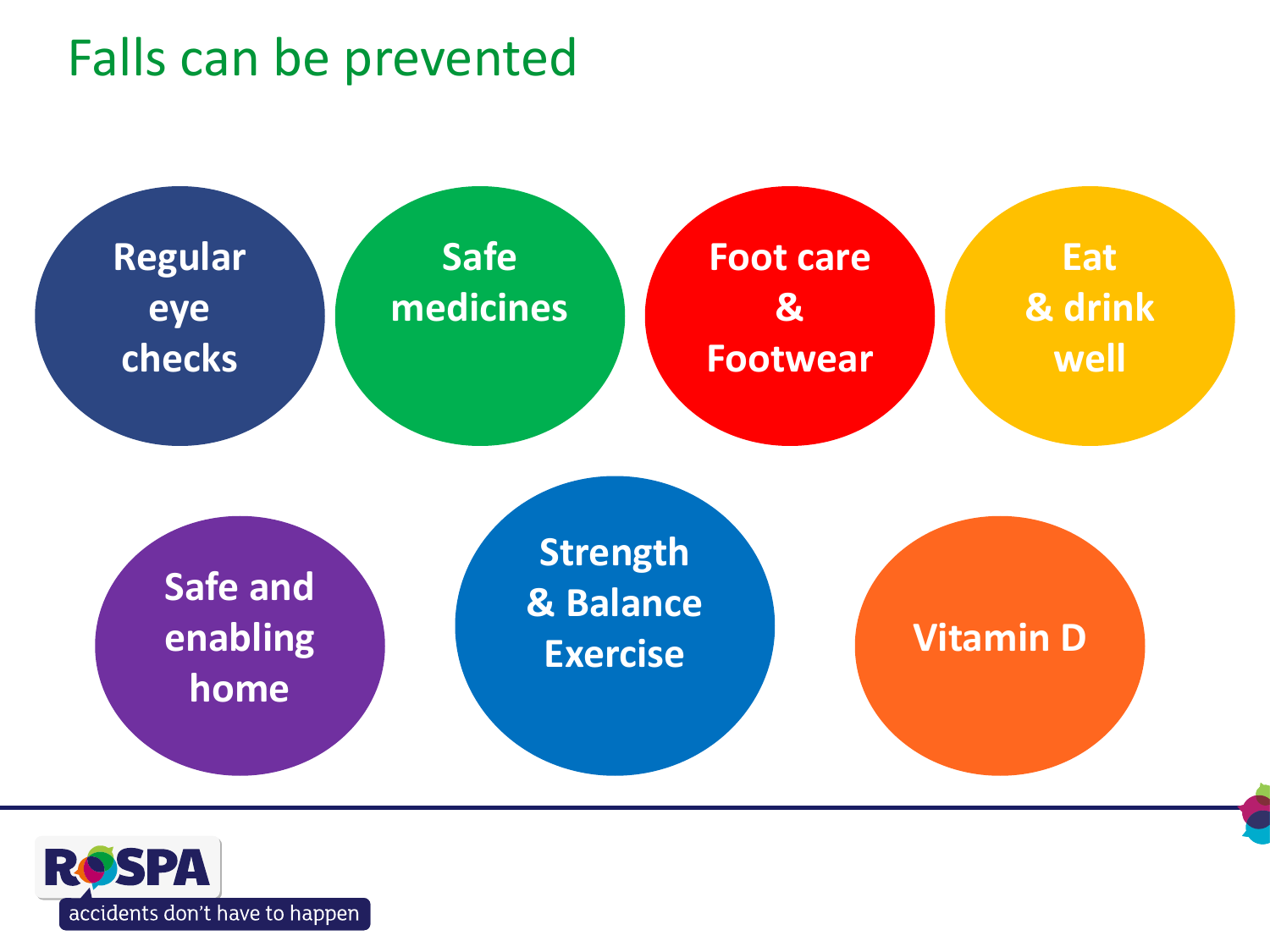# Falls can be prevented

- Regular eye checks
- Safe medicines
- Foot care & Footwear
- Eat & drink well
- Safe and enabling home
- Strength & Balance Exercise
- Vitamin D

RoSPA

accidents don't have to happen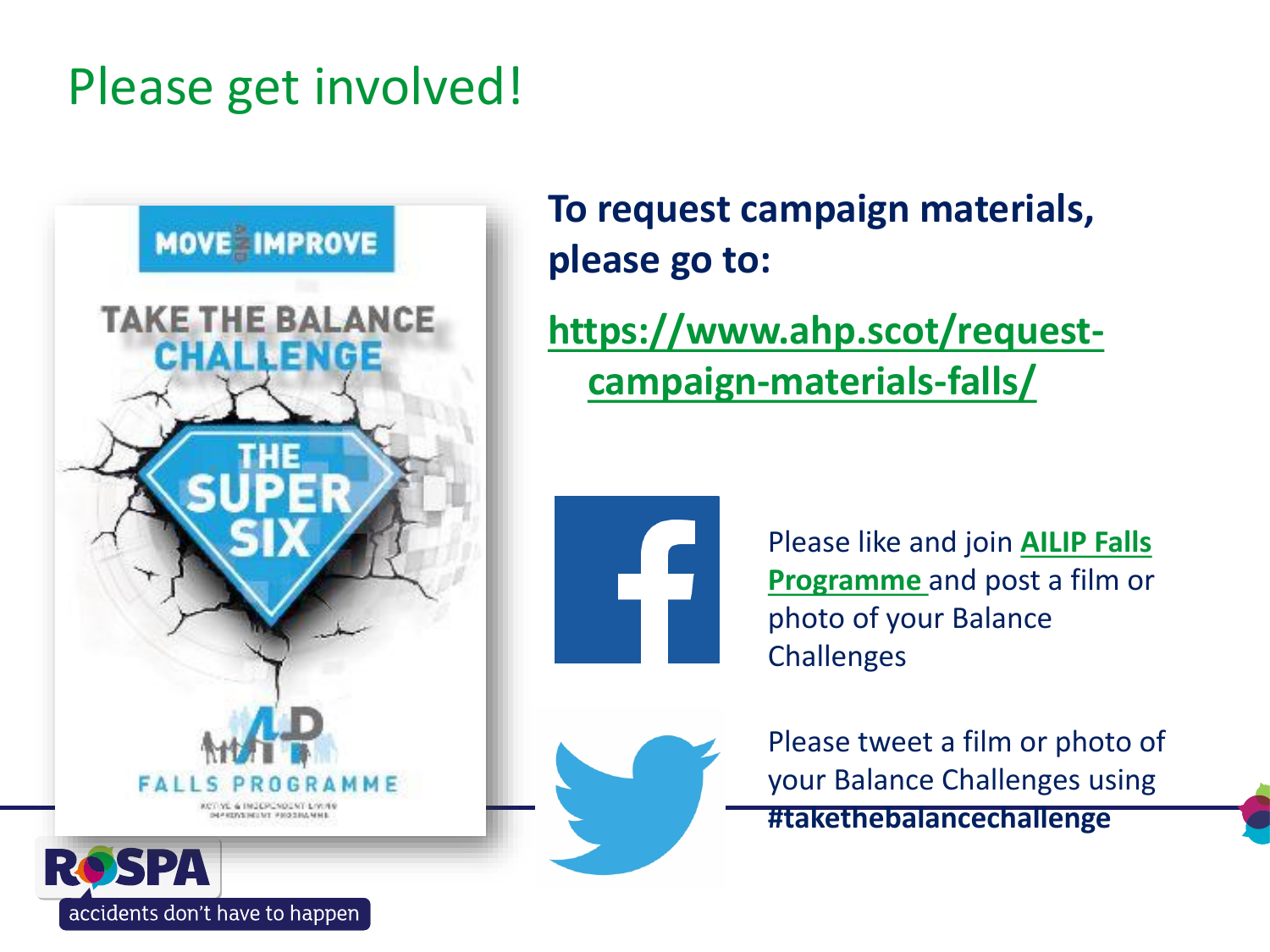# Please get involved!

**To request campaign materials, please go to:**

**https://www.ahp.scot/request-campaign-materials-falls/**

Please like and join **AILIP Falls Programme** and post a film or photo of your Balance Challenges

Please tweet a film or photo of your Balance Challenges using **#takethebalancechallenge**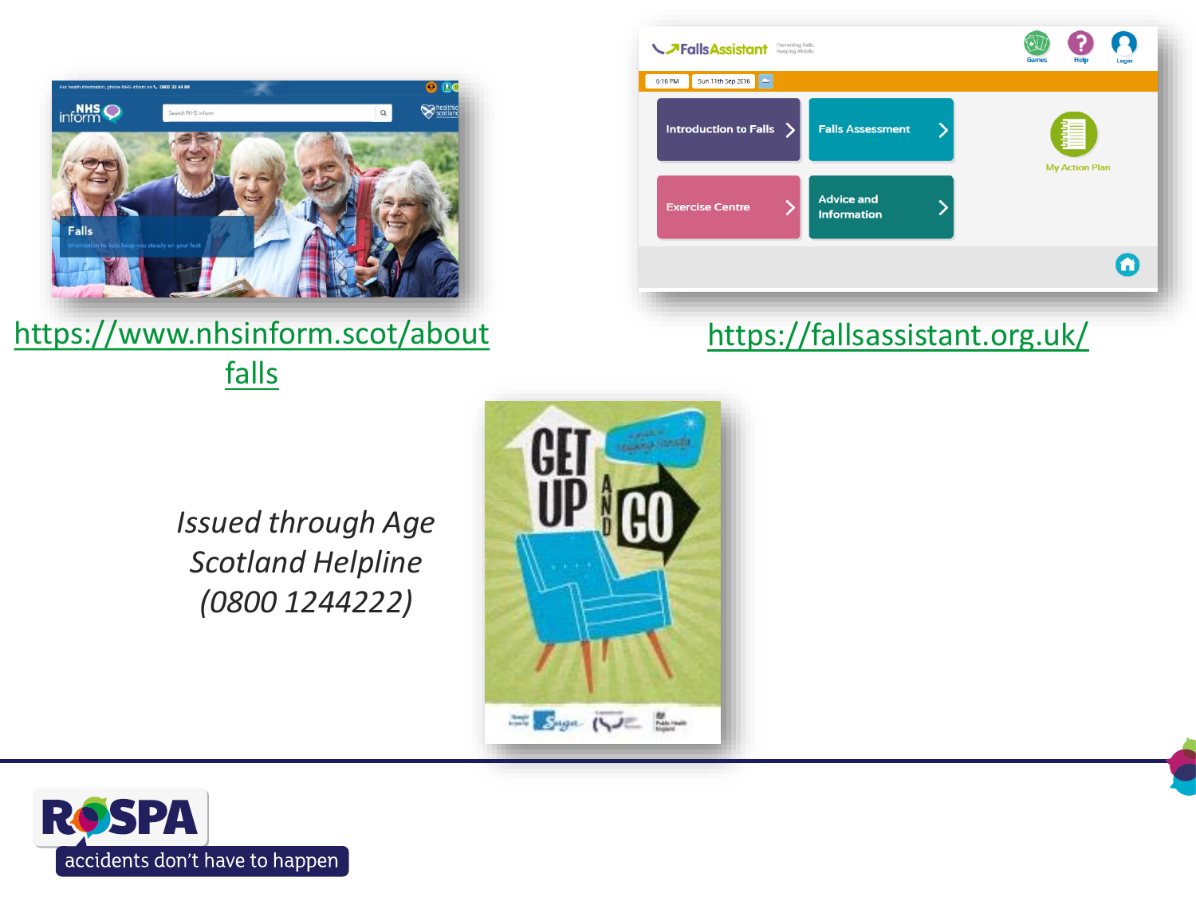https://www.nhsinform.scot/about falls

https://fallsassistant.org.uk/

*Issued through Age Scotland Helpline (0800 1244222)*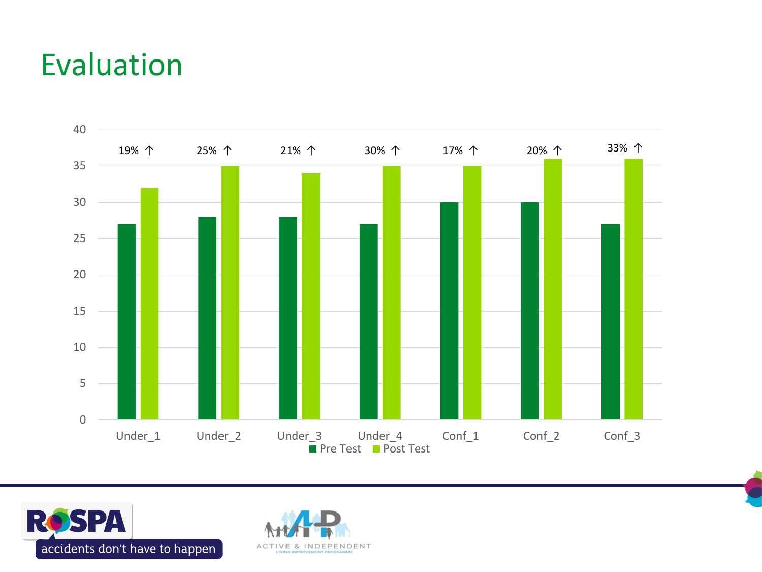# Evaluation

| | Under_1 | Under_2 | Under_3 | Under_4 | Conf_1 | Conf_2 | Conf_3 |
|---|---|---|---|---|---|---|---|
| Pre Test | 27 | 28 | 28 | 27 | 30 | 30 | 27 |
| Post Test | 32 | 35 | 34 | 35 | 35 | 36 | 36 |
| Change | 19% ↑ | 25% ↑ | 21% ↑ | 30% ↑ | 17% ↑ | 20% ↑ | 33% ↑ |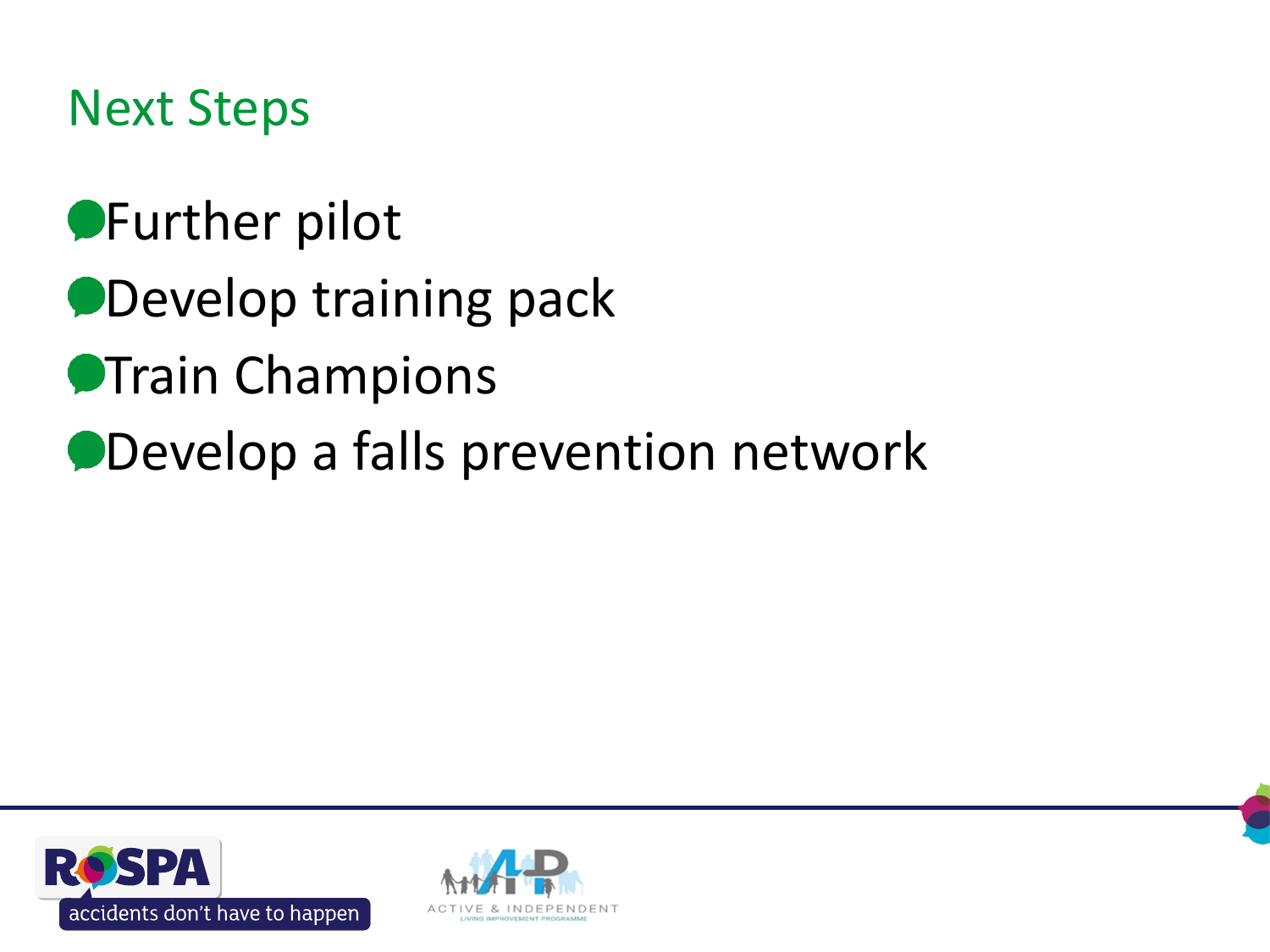# Next Steps

- Further pilot
- Develop training pack
- Train Champions
- Develop a falls prevention network